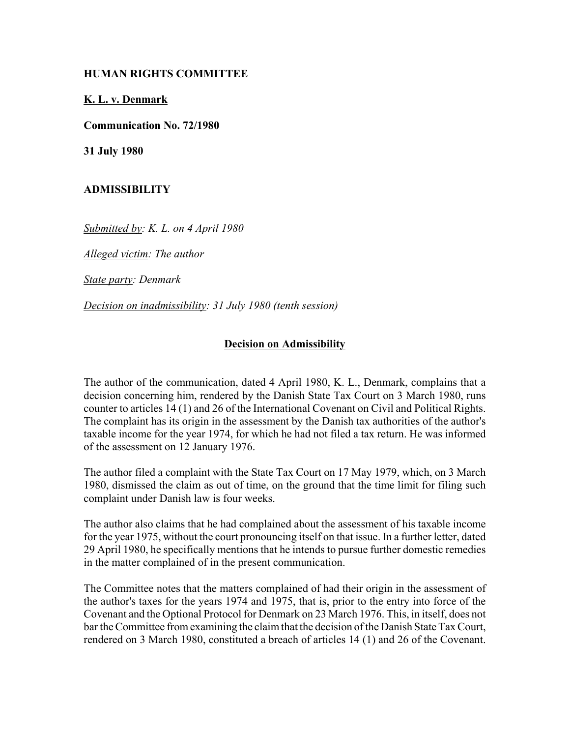**HUMAN RIGHTS COMMITTEE**

**K. L. v. Denmark**

**Communication No. 72/1980**

**31 July 1980**

**ADMISSIBILITY**

*Submitted by: K. L. on 4 April 1980*

*Alleged victim: The author*

*State party: Denmark*

*Decision on inadmissibility: 31 July 1980 (tenth session)*

**Decision on Admissibility**

The author of the communication, dated 4 April 1980, K. L., Denmark, complains that a decision concerning him, rendered by the Danish State Tax Court on 3 March 1980, runs counter to articles 14 (1) and 26 of the International Covenant on Civil and Political Rights. The complaint has its origin in the assessment by the Danish tax authorities of the author's taxable income for the year 1974, for which he had not filed a tax return. He was informed of the assessment on 12 January 1976.

The author filed a complaint with the State Tax Court on 17 May 1979, which, on 3 March 1980, dismissed the claim as out of time, on the ground that the time limit for filing such complaint under Danish law is four weeks.

The author also claims that he had complained about the assessment of his taxable income for the year 1975, without the court pronouncing itself on that issue. In a further letter, dated 29 April 1980, he specifically mentions that he intends to pursue further domestic remedies in the matter complained of in the present communication.

The Committee notes that the matters complained of had their origin in the assessment of the author's taxes for the years 1974 and 1975, that is, prior to the entry into force of the Covenant and the Optional Protocol for Denmark on 23 March 1976. This, in itself, does not bar the Committee from examining the claim that the decision of the Danish State Tax Court, rendered on 3 March 1980, constituted a breach of articles 14 (1) and 26 of the Covenant.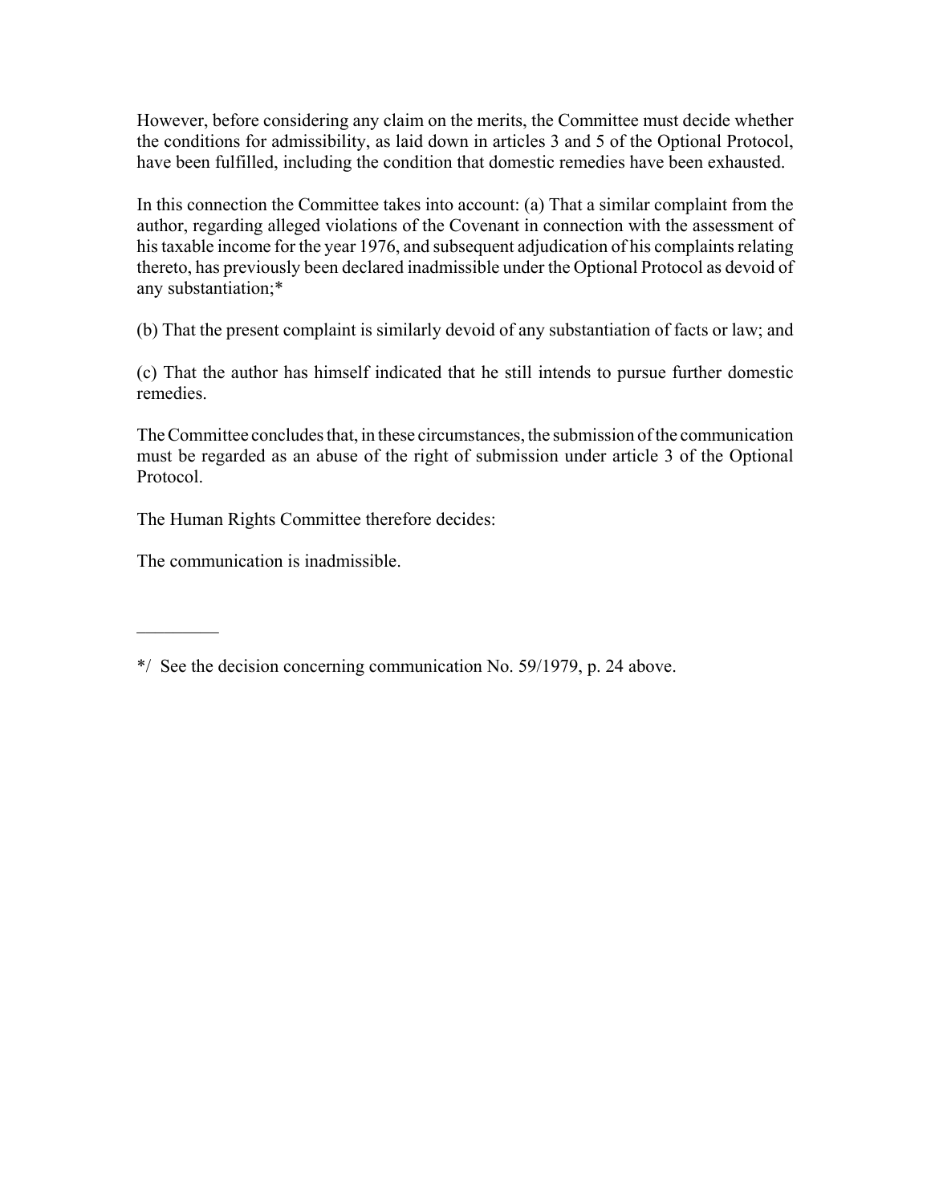However, before considering any claim on the merits, the Committee must decide whether the conditions for admissibility, as laid down in articles 3 and 5 of the Optional Protocol, have been fulfilled, including the condition that domestic remedies have been exhausted.

In this connection the Committee takes into account: (a) That a similar complaint from the author, regarding alleged violations of the Covenant in connection with the assessment of his taxable income for the year 1976, and subsequent adjudication of his complaints relating thereto, has previously been declared inadmissible under the Optional Protocol as devoid of any substantiation;*

(b) That the present complaint is similarly devoid of any substantiation of facts or law; and

(c) That the author has himself indicated that he still intends to pursue further domestic remedies.

The Committee concludes that, in these circumstances, the submission of the communication must be regarded as an abuse of the right of submission under article 3 of the Optional Protocol.

The Human Rights Committee therefore decides:

The communication is inadmissible.

---

*/ See the decision concerning communication No. 59/1979, p. 24 above.